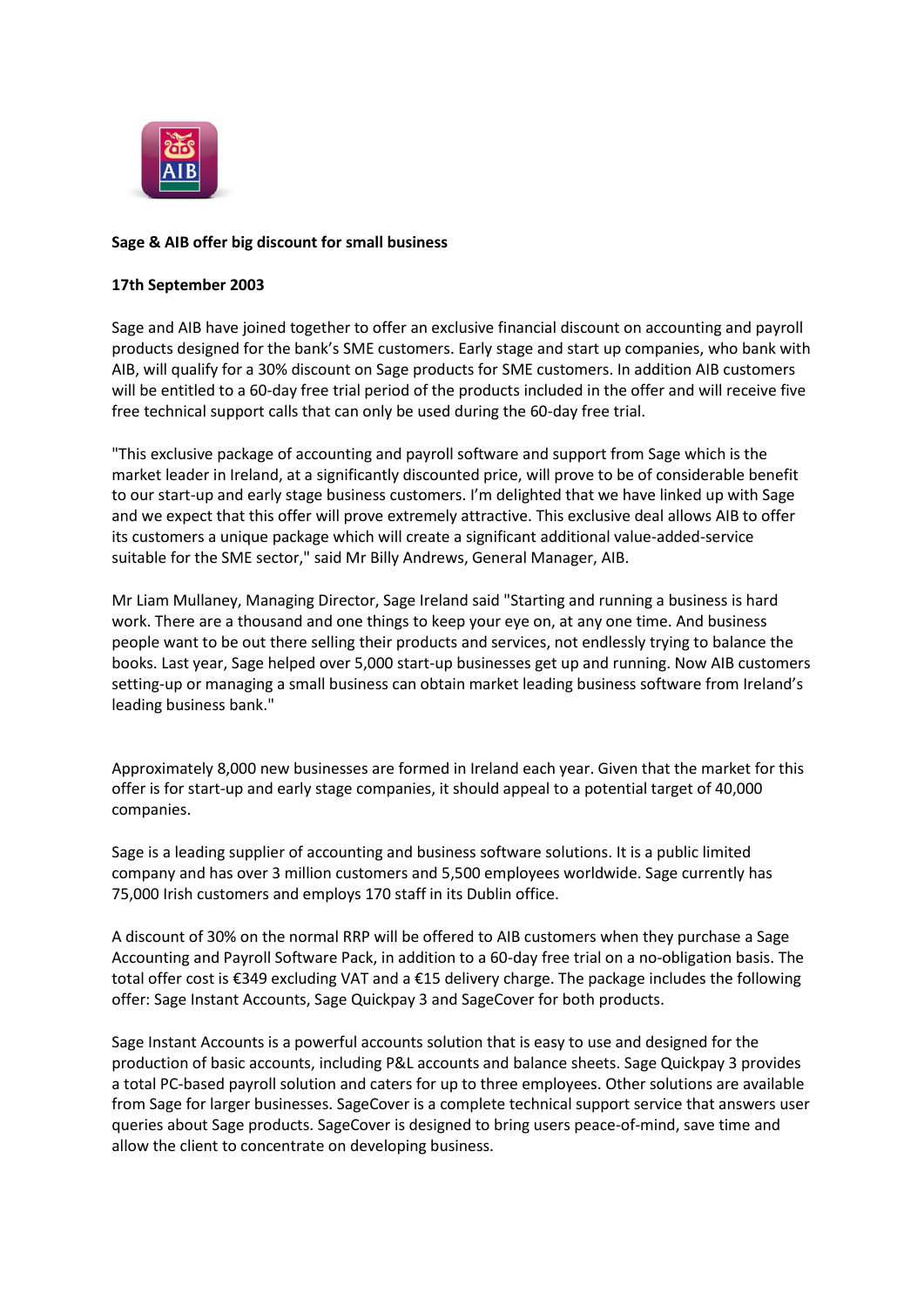**Sage & AIB offer big discount for small business**

**17th September 2003**

Sage and AIB have joined together to offer an exclusive financial discount on accounting and payroll products designed for the bank's SME customers. Early stage and start up companies, who bank with AIB, will qualify for a 30% discount on Sage products for SME customers. In addition AIB customers will be entitled to a 60-day free trial period of the products included in the offer and will receive five free technical support calls that can only be used during the 60-day free trial.

"This exclusive package of accounting and payroll software and support from Sage which is the market leader in Ireland, at a significantly discounted price, will prove to be of considerable benefit to our start-up and early stage business customers. I'm delighted that we have linked up with Sage and we expect that this offer will prove extremely attractive. This exclusive deal allows AIB to offer its customers a unique package which will create a significant additional value-added-service suitable for the SME sector," said Mr Billy Andrews, General Manager, AIB.

Mr Liam Mullaney, Managing Director, Sage Ireland said "Starting and running a business is hard work. There are a thousand and one things to keep your eye on, at any one time. And business people want to be out there selling their products and services, not endlessly trying to balance the books. Last year, Sage helped over 5,000 start-up businesses get up and running. Now AIB customers setting-up or managing a small business can obtain market leading business software from Ireland's leading business bank."

Approximately 8,000 new businesses are formed in Ireland each year. Given that the market for this offer is for start-up and early stage companies, it should appeal to a potential target of 40,000 companies.

Sage is a leading supplier of accounting and business software solutions. It is a public limited company and has over 3 million customers and 5,500 employees worldwide. Sage currently has 75,000 Irish customers and employs 170 staff in its Dublin office.

A discount of 30% on the normal RRP will be offered to AIB customers when they purchase a Sage Accounting and Payroll Software Pack, in addition to a 60-day free trial on a no-obligation basis. The total offer cost is €349 excluding VAT and a €15 delivery charge. The package includes the following offer: Sage Instant Accounts, Sage Quickpay 3 and SageCover for both products.

Sage Instant Accounts is a powerful accounts solution that is easy to use and designed for the production of basic accounts, including P&L accounts and balance sheets. Sage Quickpay 3 provides a total PC-based payroll solution and caters for up to three employees. Other solutions are available from Sage for larger businesses. SageCover is a complete technical support service that answers user queries about Sage products. SageCover is designed to bring users peace-of-mind, save time and allow the client to concentrate on developing business.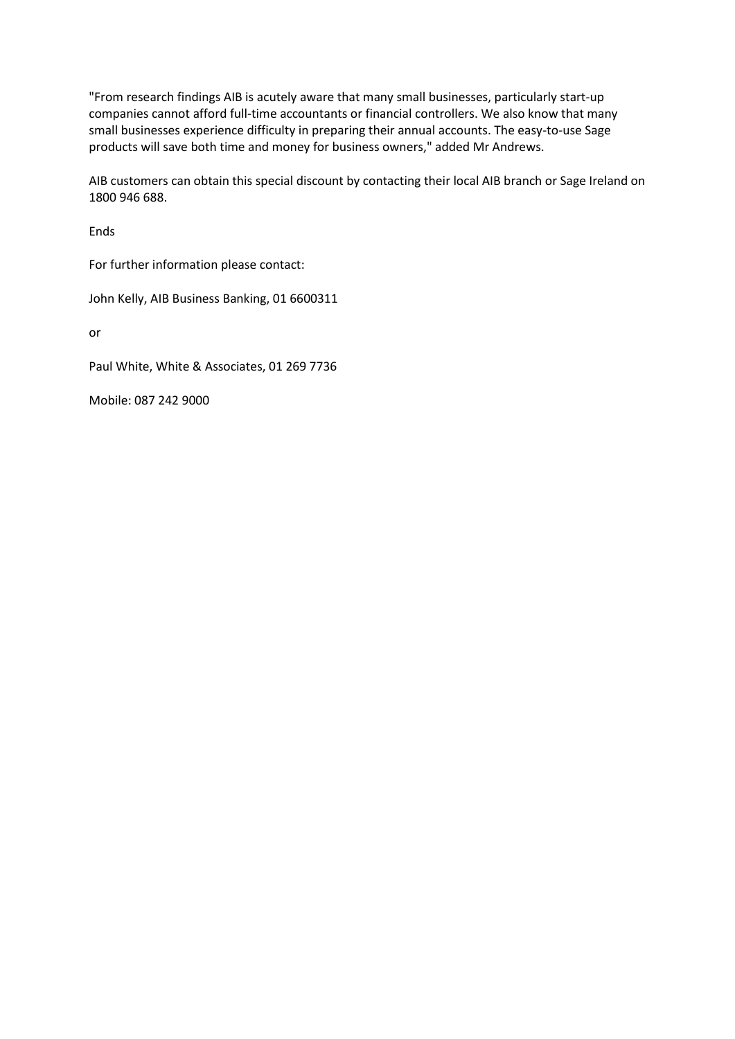"From research findings AIB is acutely aware that many small businesses, particularly start-up companies cannot afford full-time accountants or financial controllers. We also know that many small businesses experience difficulty in preparing their annual accounts. The easy-to-use Sage products will save both time and money for business owners," added Mr Andrews.

AIB customers can obtain this special discount by contacting their local AIB branch or Sage Ireland on 1800 946 688.

Ends

For further information please contact:

John Kelly, AIB Business Banking, 01 6600311

or

Paul White, White & Associates, 01 269 7736

Mobile: 087 242 9000